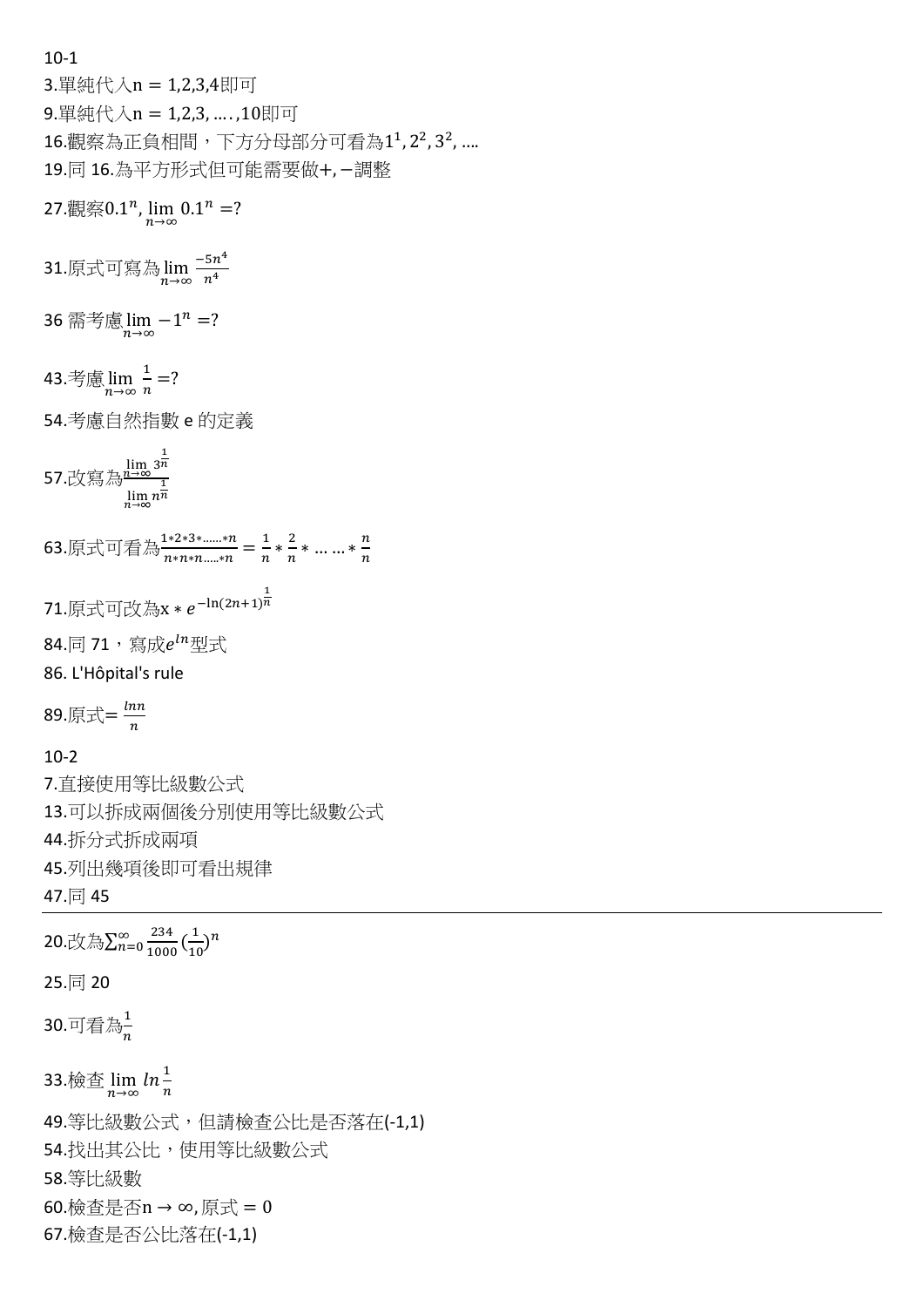10-1

3.單純代入$n = 1,2,3,4$即可

9.單純代入$n = 1,2,3, \ldots ,10$即可

16.觀察為正負相間，下方分母部分可看為$1^1, 2^2, 3^2, \ldots$

19.同 16.為平方形式但可能需要做$+, -$調整

27.觀察$0.1^n, \lim_{n\to\infty} 0.1^n = ?$

31.原式可寫為$\lim_{n\to\infty} \frac{-5n^4}{n^4}$

36 需考慮$\lim_{n\to\infty} -1^n = ?$

43.考慮$\lim_{n\to\infty} \frac{1}{n} = ?$

54.考慮自然指數 e 的定義

57.改寫為$\frac{\lim_{n\to\infty} 3^{\frac{1}{n}}}{\lim_{n\to\infty} n^{\frac{1}{n}}}$

63.原式可看為$\frac{1*2*3*\ldots\ldots*n}{n*n*n\ldots..*n} = \frac{1}{n} * \frac{2}{n} * \ldots\ldots * \frac{n}{n}$

71.原式可改為$x * e^{-\ln(2n+1)^{\frac{1}{n}}}$

84.同 71，寫成$e^{ln}$型式

86. L'Hôpital's rule

89.原式$= \frac{ln n}{n}$

10-2

7.直接使用等比級數公式

13.可以拆成兩個後分別使用等比級數公式

44.拆分式拆成兩項

45.列出幾項後即可看出規律

47.同 45

---

20.改為$\sum_{n=0}^{\infty} \frac{234}{1000} (\frac{1}{10})^n$

25.同 20

30.可看為$\frac{1}{n}$

33.檢查$\lim_{n\to\infty} ln\frac{1}{n}$

49.等比級數公式，但請檢查公比是否落在(-1,1)

54.找出其公比，使用等比級數公式

58.等比級數

60.檢查是否$n \to \infty$, 原式 $= 0$

67.檢查是否公比落在(-1,1)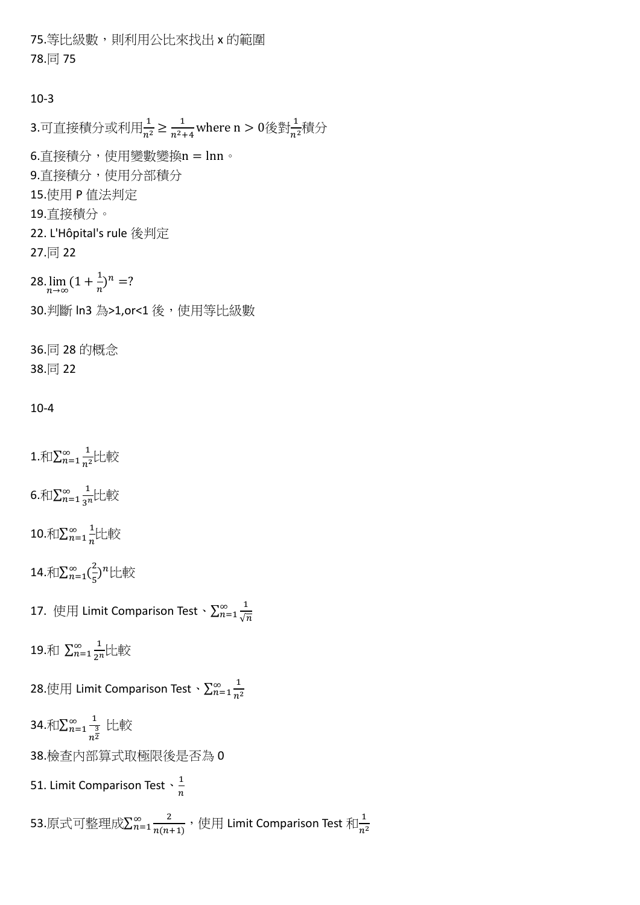75.等比級數，則利用公比來找出 x 的範圍

78.同 75

10-3

3.可直接積分或利用$\frac{1}{n^2} \geq \frac{1}{n^2+4}$ where $n > 0$後對$\frac{1}{n^2}$積分

6.直接積分，使用變數變換$n = \ln n$。

9.直接積分，使用分部積分

15.使用 P 值法判定

19.直接積分。

22. L'Hôpital's rule 後判定

27.同 22

28.$\lim_{n\to\infty}(1+\frac{1}{n})^n = ?$

30.判斷 ln3 為>1,or<1 後，使用等比級數

36.同 28 的概念

38.同 22

10-4

1.和$\sum_{n=1}^{\infty}\frac{1}{n^2}$比較

6.和$\sum_{n=1}^{\infty}\frac{1}{3^n}$比較

10.和$\sum_{n=1}^{\infty}\frac{1}{n}$比較

14.和$\sum_{n=1}^{\infty}(\frac{2}{5})^n$比較

17. 使用 Limit Comparison Test、$\sum_{n=1}^{\infty}\frac{1}{\sqrt{n}}$

19.和 $\sum_{n=1}^{\infty}\frac{1}{2^n}$比較

28.使用 Limit Comparison Test、$\sum_{n=1}^{\infty}\frac{1}{n^2}$

34.和$\sum_{n=1}^{\infty}\frac{1}{n^{\frac{3}{2}}}$ 比較

38.檢查內部算式取極限後是否為 0

51. Limit Comparison Test、$\frac{1}{n}$

53.原式可整理成$\sum_{n=1}^{\infty}\frac{2}{n(n+1)}$，使用 Limit Comparison Test 和$\frac{1}{n^2}$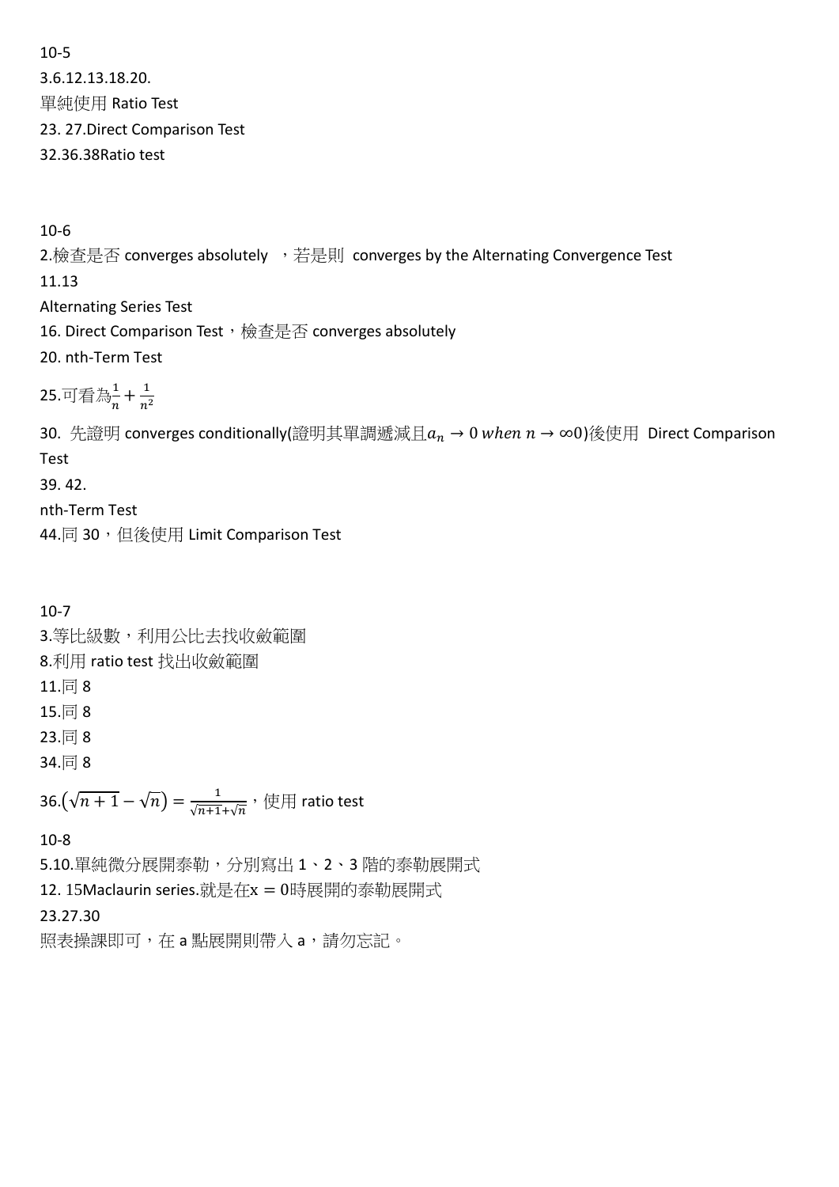10-5

3.6.12.13.18.20.

單純使用 Ratio Test

23. 27.Direct Comparison Test

32.36.38Ratio test

10-6

2.檢查是否 converges absolutely ，若是則 converges by the Alternating Convergence Test

11.13

Alternating Series Test

16. Direct Comparison Test，檢查是否 converges absolutely

20. nth-Term Test

25.可看為$\frac{1}{n}+\frac{1}{n^2}$

30. 先證明 converges conditionally(證明其單調遞減且$a_n \to 0$ $when$ $n \to \infty 0$)後使用 Direct Comparison Test

39. 42.

nth-Term Test

44.同 30，但後使用 Limit Comparison Test

10-7

3.等比級數，利用公比去找收斂範圍

8.利用 ratio test 找出收斂範圍

11.同 8

15.同 8

23.同 8

34.同 8

36.$\left(\sqrt{n+1}-\sqrt{n}\right)=\frac{1}{\sqrt{n+1}+\sqrt{n}}$，使用 ratio test

10-8

5.10.單純微分展開泰勒，分別寫出 1、2、3 階的泰勒展開式

12. 15Maclaurin series.就是在$x = 0$時展開的泰勒展開式

23.27.30

照表操課即可，在 a 點展開則帶入 a，請勿忘記。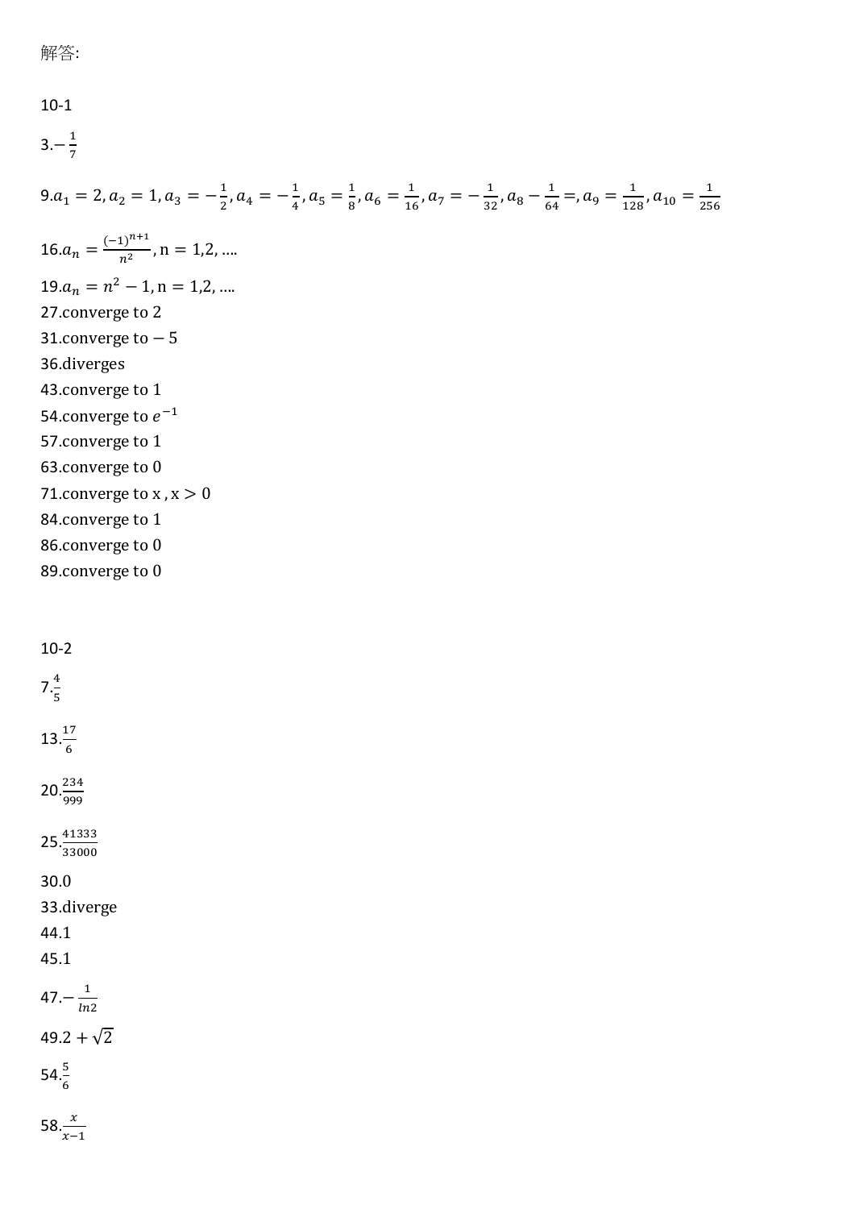解答:

10-1

3.$-\frac{1}{7}$

9.$a_1 = 2, a_2 = 1, a_3 = -\frac{1}{2}, a_4 = -\frac{1}{4}, a_5 = \frac{1}{8}, a_6 = \frac{1}{16}, a_7 = -\frac{1}{32}, a_8 - \frac{1}{64} =, a_9 = \frac{1}{128}, a_{10} = \frac{1}{256}$

16.$a_n = \frac{(-1)^{n+1}}{n^2}$, n = 1,2, ….

19.$a_n = n^2 - 1$, n = 1,2, ….

27.converge to 2

31.converge to $-5$

36.diverges

43.converge to 1

54.converge to $e^{-1}$

57.converge to 1

63.converge to 0

71.converge to x , x $> 0$

84.converge to 1

86.converge to 0

89.converge to 0

10-2

7.$\frac{4}{5}$

13.$\frac{17}{6}$

20.$\frac{234}{999}$

25.$\frac{41333}{33000}$

30.0

33.diverge

44.1

45.1

47.$-\frac{1}{ln2}$

49.$2 + \sqrt{2}$

54.$\frac{5}{6}$

58.$\frac{x}{x-1}$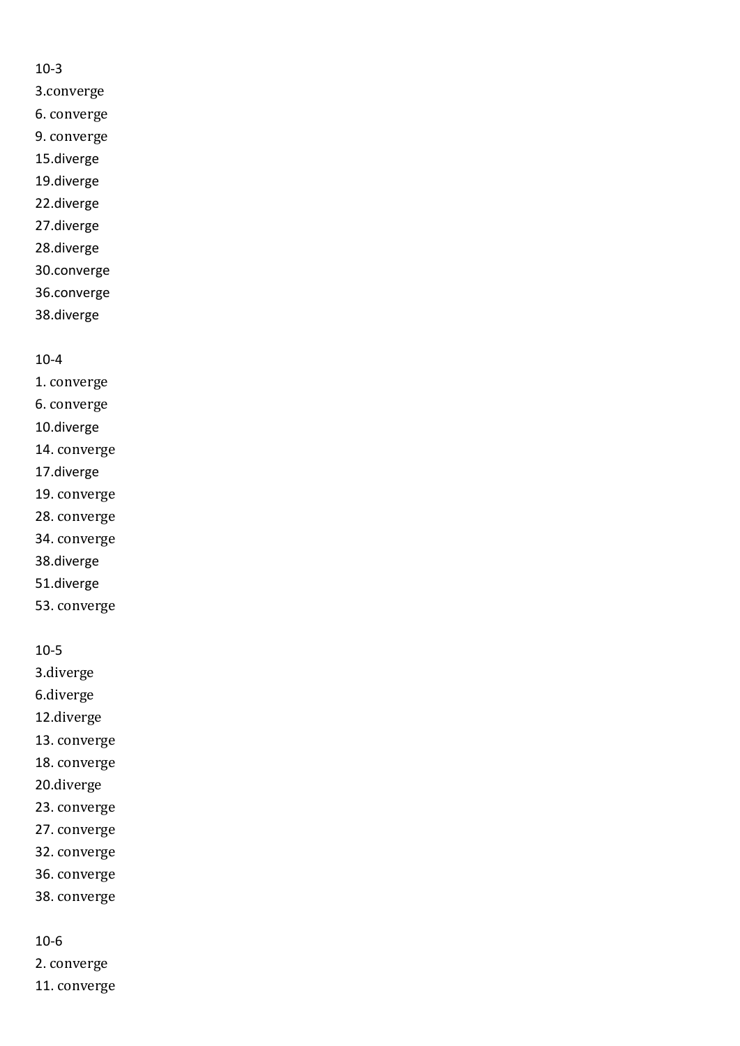10-3

3.converge

6. converge

9. converge

15.diverge

19.diverge

22.diverge

27.diverge

28.diverge

30.converge

36.converge

38.diverge

10-4

1. converge

6. converge

10.diverge

14. converge

17.diverge

19. converge

28. converge

34. converge

38.diverge

51.diverge

53. converge

10-5

3.diverge

6.diverge

12.diverge

13. converge

18. converge

20.diverge

23. converge

27. converge

32. converge

36. converge

38. converge

10-6

2. converge

11. converge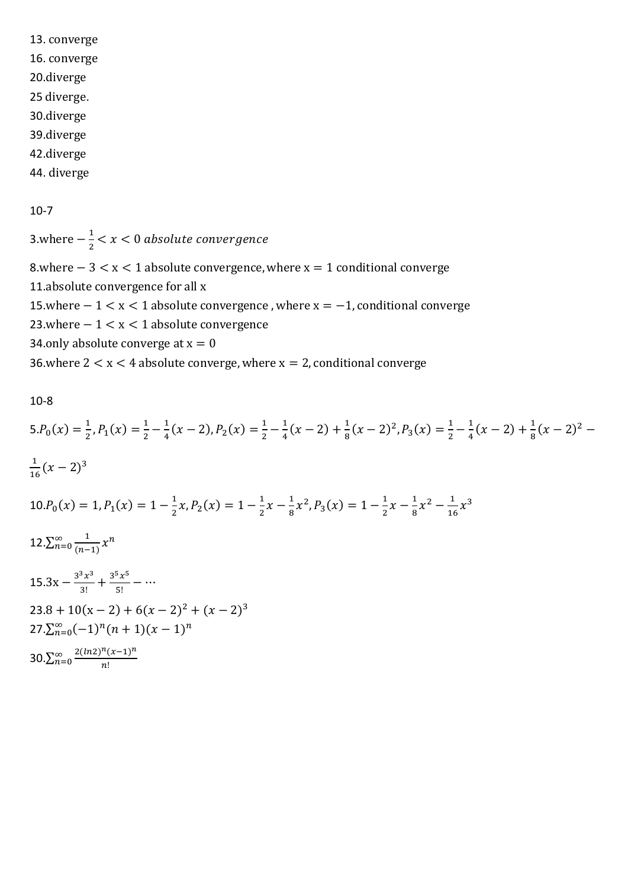13. converge

16. converge

20.diverge

25 diverge.

30.diverge

39.diverge

42.diverge

44. diverge

10-7

3.where $-\frac{1}{2} < x < 0$ *absolute convergence*

8.where $-3 < x < 1$ absolute convergence, where $x = 1$ conditional converge

11.absolute convergence for all x

15.where $-1 < x < 1$ absolute convergence , where $x = -1$, conditional converge

23.where $-1 < x < 1$ absolute convergence

34.only absolute converge at $x = 0$

36.where $2 < x < 4$ absolute converge, where $x = 2$, conditional converge

10-8

5.$P_0(x) = \frac{1}{2}, P_1(x) = \frac{1}{2} - \frac{1}{4}(x-2), P_2(x) = \frac{1}{2} - \frac{1}{4}(x-2) + \frac{1}{8}(x-2)^2, P_3(x) = \frac{1}{2} - \frac{1}{4}(x-2) + \frac{1}{8}(x-2)^2 - \frac{1}{16}(x-2)^3$

10.$P_0(x) = 1, P_1(x) = 1 - \frac{1}{2}x, P_2(x) = 1 - \frac{1}{2}x - \frac{1}{8}x^2, P_3(x) = 1 - \frac{1}{2}x - \frac{1}{8}x^2 - \frac{1}{16}x^3$

12.$\sum_{n=0}^{\infty} \frac{1}{(n-1)} x^n$

15.$3x - \frac{3^3x^3}{3!} + \frac{3^5x^5}{5!} - \cdots$

23.$8 + 10(x-2) + 6(x-2)^2 + (x-2)^3$

27.$\sum_{n=0}^{\infty} (-1)^n(n+1)(x-1)^n$

30.$\sum_{n=0}^{\infty} \frac{2(ln2)^n(x-1)^n}{n!}$